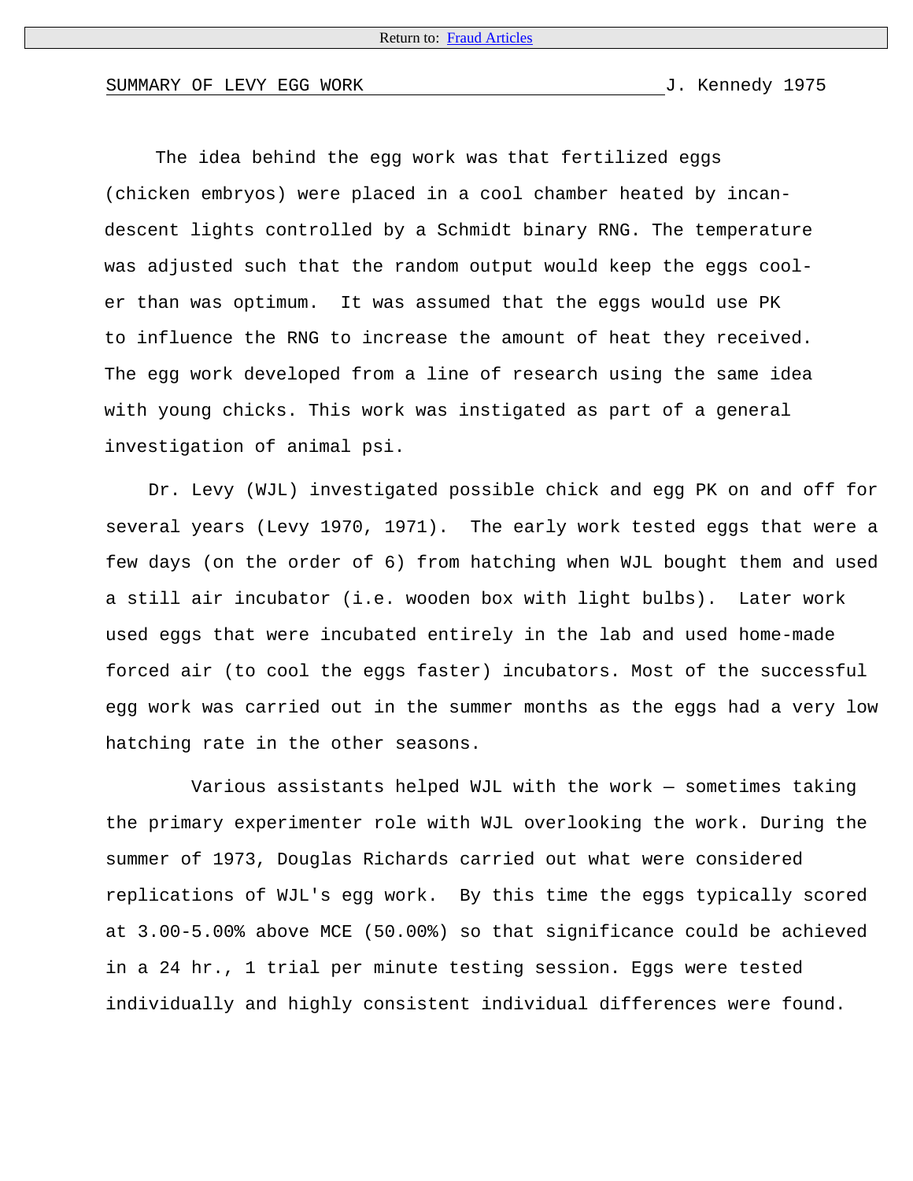Return to: Fraud Articles

SUMMARY OF LEVY EGG WORK J. Kennedy 1975

The idea behind the egg work was that fertilized eggs (chicken embryos) were placed in a cool chamber heated by incandescent lights controlled by a Schmidt binary RNG. The temperature was adjusted such that the random output would keep the eggs cooler than was optimum. It was assumed that the eggs would use PK to influence the RNG to increase the amount of heat they received. The egg work developed from a line of research using the same idea with young chicks. This work was instigated as part of a general investigation of animal psi.

Dr. Levy (WJL) investigated possible chick and egg PK on and off for several years (Levy 1970, 1971). The early work tested eggs that were a few days (on the order of 6) from hatching when WJL bought them and used a still air incubator (i.e. wooden box with light bulbs). Later work used eggs that were incubated entirely in the lab and used home-made forced air (to cool the eggs faster) incubators. Most of the successful egg work was carried out in the summer months as the eggs had a very low hatching rate in the other seasons.

Various assistants helped WJL with the work — sometimes taking the primary experimenter role with WJL overlooking the work. During the summer of 1973, Douglas Richards carried out what were considered replications of WJL's egg work. By this time the eggs typically scored at 3.00-5.00% above MCE (50.00%) so that significance could be achieved in a 24 hr., 1 trial per minute testing session. Eggs were tested individually and highly consistent individual differences were found.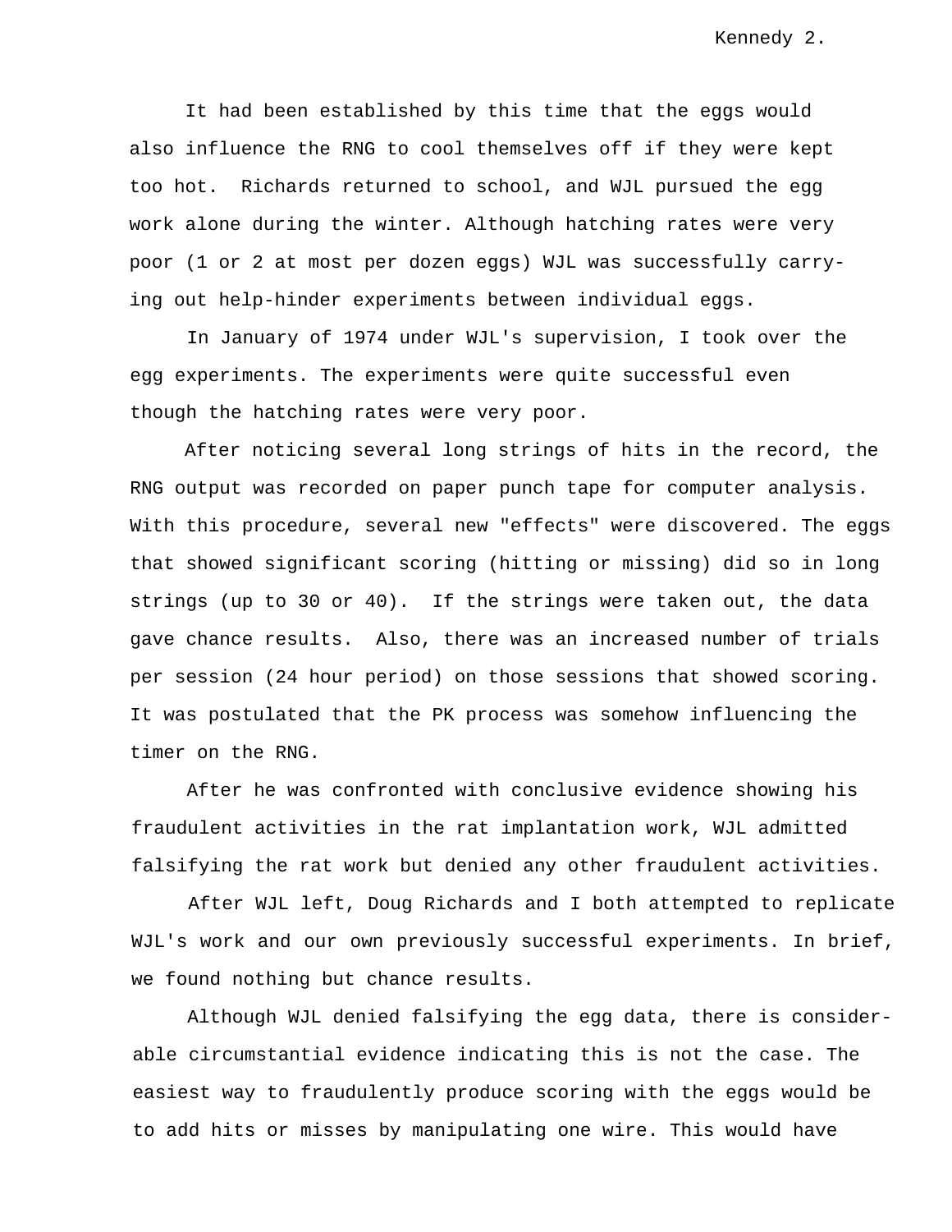It had been established by this time that the eggs would also influence the RNG to cool themselves off if they were kept too hot. Richards returned to school, and WJL pursued the egg work alone during the winter. Although hatching rates were very poor (1 or 2 at most per dozen eggs) WJL was successfully carrying out help-hinder experiments between individual eggs.

In January of 1974 under WJL's supervision, I took over the egg experiments. The experiments were quite successful even though the hatching rates were very poor.

After noticing several long strings of hits in the record, the RNG output was recorded on paper punch tape for computer analysis. With this procedure, several new "effects" were discovered. The eggs that showed significant scoring (hitting or missing) did so in long strings (up to 30 or 40). If the strings were taken out, the data gave chance results. Also, there was an increased number of trials per session (24 hour period) on those sessions that showed scoring. It was postulated that the PK process was somehow influencing the timer on the RNG.

After he was confronted with conclusive evidence showing his fraudulent activities in the rat implantation work, WJL admitted falsifying the rat work but denied any other fraudulent activities.

After WJL left, Doug Richards and I both attempted to replicate WJL's work and our own previously successful experiments. In brief, we found nothing but chance results.

Although WJL denied falsifying the egg data, there is considerable circumstantial evidence indicating this is not the case. The easiest way to fraudulently produce scoring with the eggs would be to add hits or misses by manipulating one wire. This would have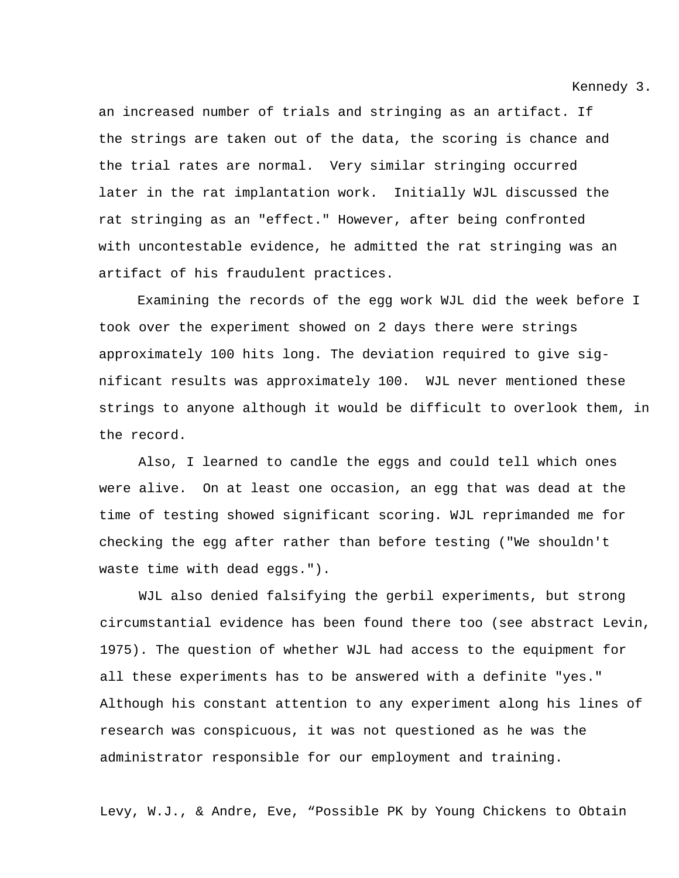an increased number of trials and stringing as an artifact. If the strings are taken out of the data, the scoring is chance and the trial rates are normal. Very similar stringing occurred later in the rat implantation work. Initially WJL discussed the rat stringing as an "effect." However, after being confronted with uncontestable evidence, he admitted the rat stringing was an artifact of his fraudulent practices.

Examining the records of the egg work WJL did the week before I took over the experiment showed on 2 days there were strings approximately 100 hits long. The deviation required to give significant results was approximately 100. WJL never mentioned these strings to anyone although it would be difficult to overlook them, in the record.

Also, I learned to candle the eggs and could tell which ones were alive. On at least one occasion, an egg that was dead at the time of testing showed significant scoring. WJL reprimanded me for checking the egg after rather than before testing ("We shouldn't waste time with dead eggs.").

WJL also denied falsifying the gerbil experiments, but strong circumstantial evidence has been found there too (see abstract Levin, 1975). The question of whether WJL had access to the equipment for all these experiments has to be answered with a definite "yes." Although his constant attention to any experiment along his lines of research was conspicuous, it was not questioned as he was the administrator responsible for our employment and training.

Levy, W.J., & Andre, Eve, “Possible PK by Young Chickens to Obtain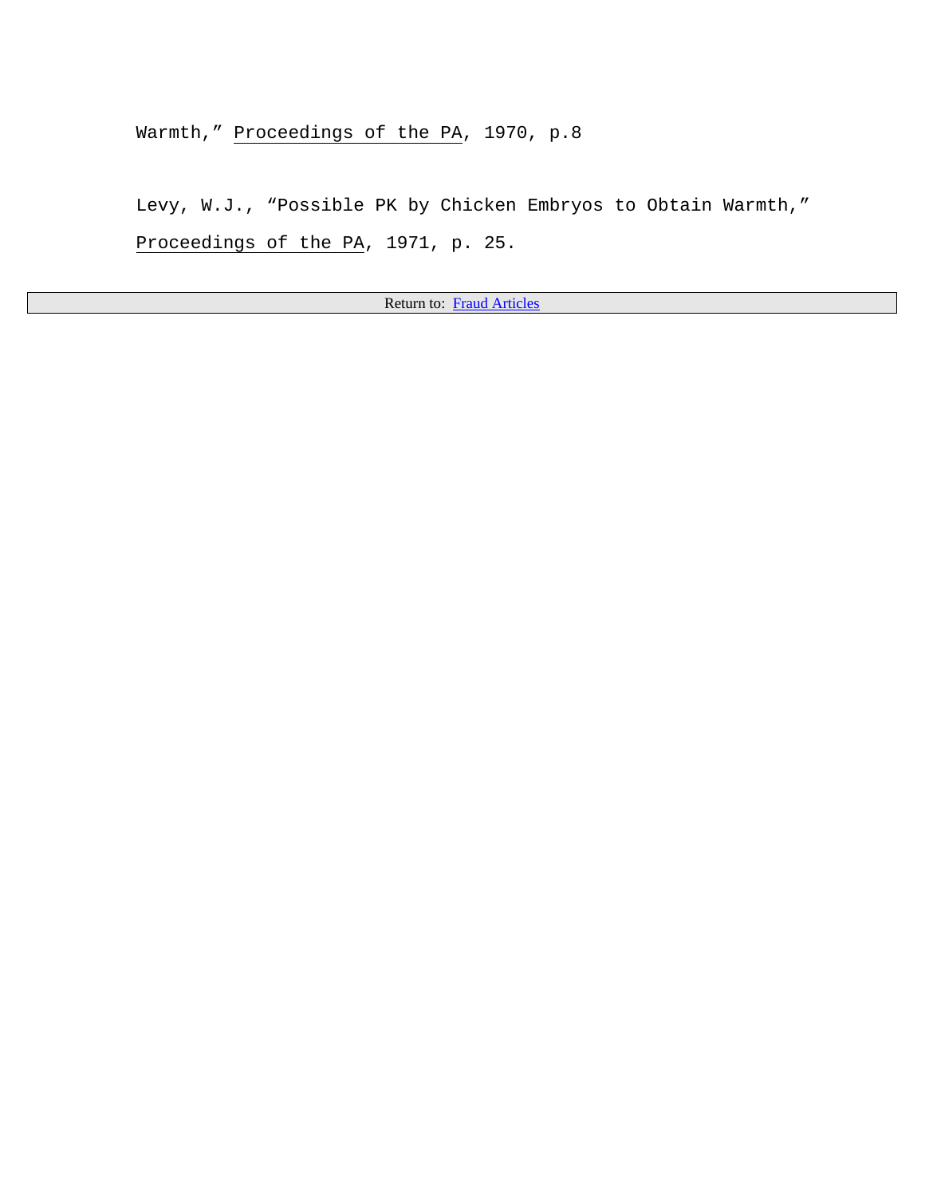Warmth," Proceedings of the PA, 1970, p.8

Levy, W.J., "Possible PK by Chicken Embryos to Obtain Warmth," Proceedings of the PA, 1971, p. 25.

Return to: Fraud Articles